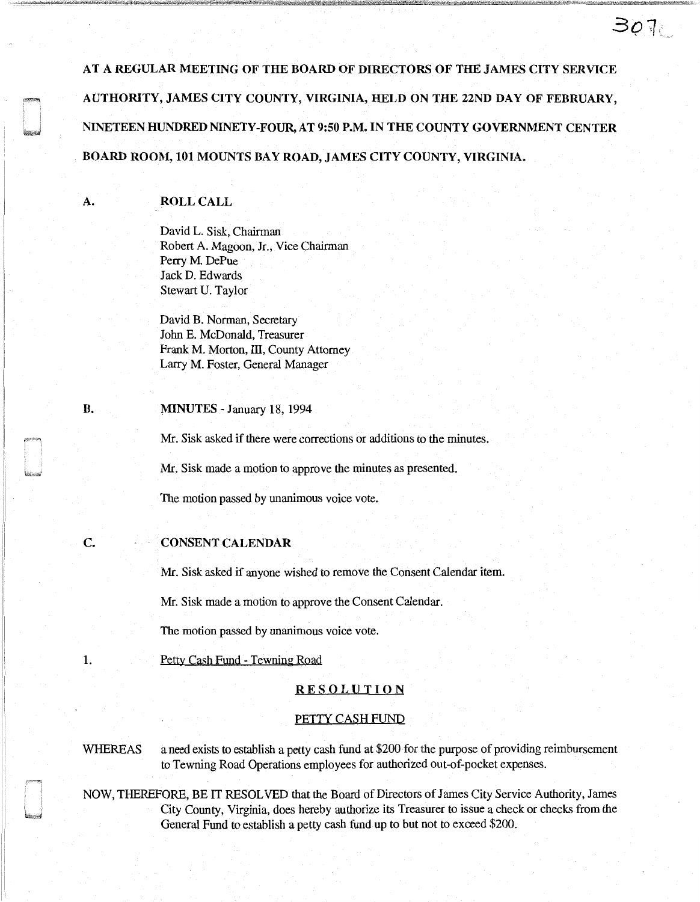**AT A REGULAR MEETING OF THE BOARD OF DIRECTORS OF THE JAMES CITY SERVICE AUTHORITY, JAMES CITY COUNTY, VIRGINIA, HELD ON THE 22ND DAY OF FEBRUARY, NINETEEN HUNDRED NINETY-FOUR, AT 9:50 P.M. IN THE COUNTY GOVERNMENT CENTER BOARD ROOM, 101 MOUNTS BAY ROAD, JAMES CITY COUNTY, VIRGINIA.**

**A. ROLL CALL**

David L. Sisk, Chairman
Robert A. Magoon, Jr., Vice Chairman
Perry M. DePue
Jack D. Edwards
Stewart U. Taylor

David B. Norman, Secretary
John E. McDonald, Treasurer
Frank M. Morton, III, County Attorney
Larry M. Foster, General Manager

**B. MINUTES** - January 18, 1994

Mr. Sisk asked if there were corrections or additions to the minutes.

Mr. Sisk made a motion to approve the minutes as presented.

The motion passed by unanimous voice vote.

**C. CONSENT CALENDAR**

Mr. Sisk asked if anyone wished to remove the Consent Calendar item.

Mr. Sisk made a motion to approve the Consent Calendar.

The motion passed by unanimous voice vote.

1. Petty Cash Fund - Tewning Road

**RESOLUTION**

PETTY CASH FUND

WHEREAS a need exists to establish a petty cash fund at $200 for the purpose of providing reimbursement to Tewning Road Operations employees for authorized out-of-pocket expenses.

NOW, THEREFORE, BE IT RESOLVED that the Board of Directors of James City Service Authority, James City County, Virginia, does hereby authorize its Treasurer to issue a check or checks from the General Fund to establish a petty cash fund up to but not to exceed $200.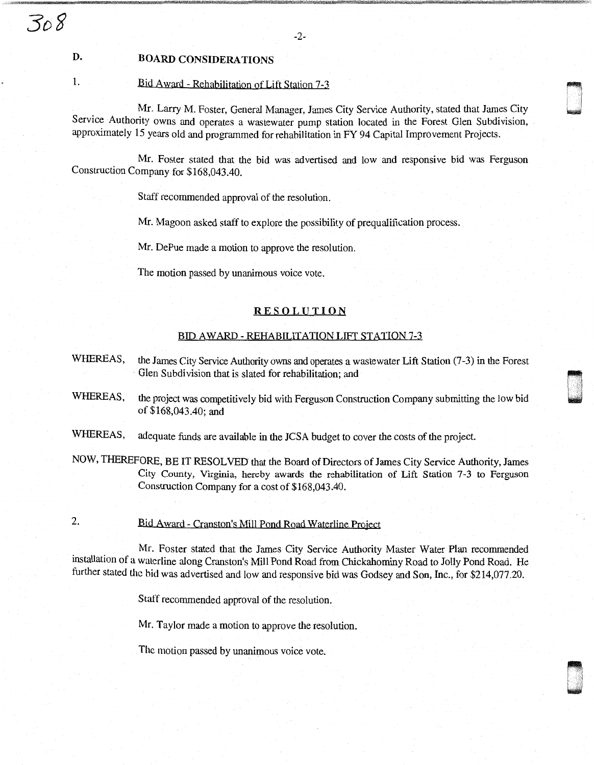## D. BOARD CONSIDERATIONS

1. Bid Award - Rehabilitation of Lift Station 7-3

Mr. Larry M. Foster, General Manager, James City Service Authority, stated that James City Service Authority owns and operates a wastewater pump station located in the Forest Glen Subdivision, approximately 15 years old and programmed for rehabilitation in FY 94 Capital Improvement Projects.

Mr. Foster stated that the bid was advertised and low and responsive bid was Ferguson Construction Company for $168,043.40.

Staff recommended approval of the resolution.

Mr. Magoon asked staff to explore the possibility of prequalification process.

Mr. DePue made a motion to approve the resolution.

The motion passed by unanimous voice vote.

### RESOLUTION

#### BID AWARD - REHABILITATION LIFT STATION 7-3

WHEREAS, the James City Service Authority owns and operates a wastewater Lift Station (7-3) in the Forest Glen Subdivision that is slated for rehabilitation; and

WHEREAS, the project was competitively bid with Ferguson Construction Company submitting the low bid of $168,043.40; and

WHEREAS, adequate funds are available in the JCSA budget to cover the costs of the project.

NOW, THEREFORE, BE IT RESOLVED that the Board of Directors of James City Service Authority, James City County, Virginia, hereby awards the rehabilitation of Lift Station 7-3 to Ferguson Construction Company for a cost of $168,043.40.

2. Bid Award - Cranston's Mill Pond Road Waterline Project

Mr. Foster stated that the James City Service Authority Master Water Plan recommended installation of a waterline along Cranston's Mill Pond Road from Chickahominy Road to Jolly Pond Road. He further stated the bid was advertised and low and responsive bid was Godsey and Son, Inc., for $214,077.20.

Staff recommended approval of the resolution.

Mr. Taylor made a motion to approve the resolution.

The motion passed by unanimous voice vote.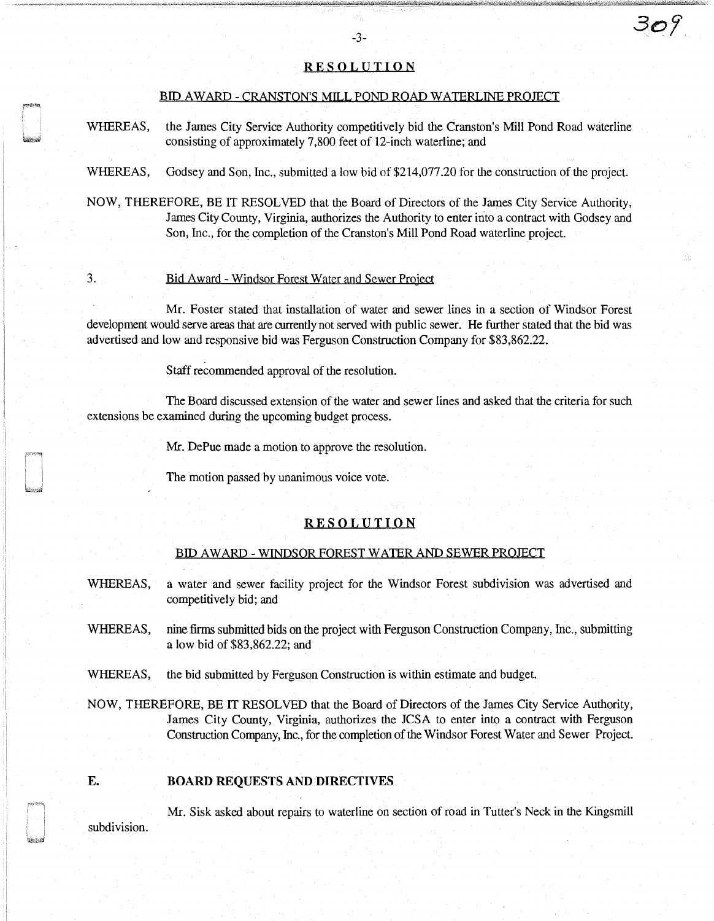## RESOLUTION

### BID AWARD - CRANSTON'S MILL POND ROAD WATERLINE PROJECT

WHEREAS, the James City Service Authority competitively bid the Cranston's Mill Pond Road waterline consisting of approximately 7,800 feet of 12-inch waterline; and

WHEREAS, Godsey and Son, Inc., submitted a low bid of $214,077.20 for the construction of the project.

NOW, THEREFORE, BE IT RESOLVED that the Board of Directors of the James City Service Authority, James City County, Virginia, authorizes the Authority to enter into a contract with Godsey and Son, Inc., for the completion of the Cranston's Mill Pond Road waterline project.

3. Bid Award - Windsor Forest Water and Sewer Project

Mr. Foster stated that installation of water and sewer lines in a section of Windsor Forest development would serve areas that are currently not served with public sewer. He further stated that the bid was advertised and low and responsive bid was Ferguson Construction Company for $83,862.22.

Staff recommended approval of the resolution.

The Board discussed extension of the water and sewer lines and asked that the criteria for such extensions be examined during the upcoming budget process.

Mr. DePue made a motion to approve the resolution.

The motion passed by unanimous voice vote.

## RESOLUTION

### BID AWARD - WINDSOR FOREST WATER AND SEWER PROJECT

WHEREAS, a water and sewer facility project for the Windsor Forest subdivision was advertised and competitively bid; and

WHEREAS, nine firms submitted bids on the project with Ferguson Construction Company, Inc., submitting a low bid of $83,862.22; and

WHEREAS, the bid submitted by Ferguson Construction is within estimate and budget.

NOW, THEREFORE, BE IT RESOLVED that the Board of Directors of the James City Service Authority, James City County, Virginia, authorizes the JCSA to enter into a contract with Ferguson Construction Company, Inc., for the completion of the Windsor Forest Water and Sewer Project.

**E. BOARD REQUESTS AND DIRECTIVES**

Mr. Sisk asked about repairs to waterline on section of road in Tutter's Neck in the Kingsmill subdivision.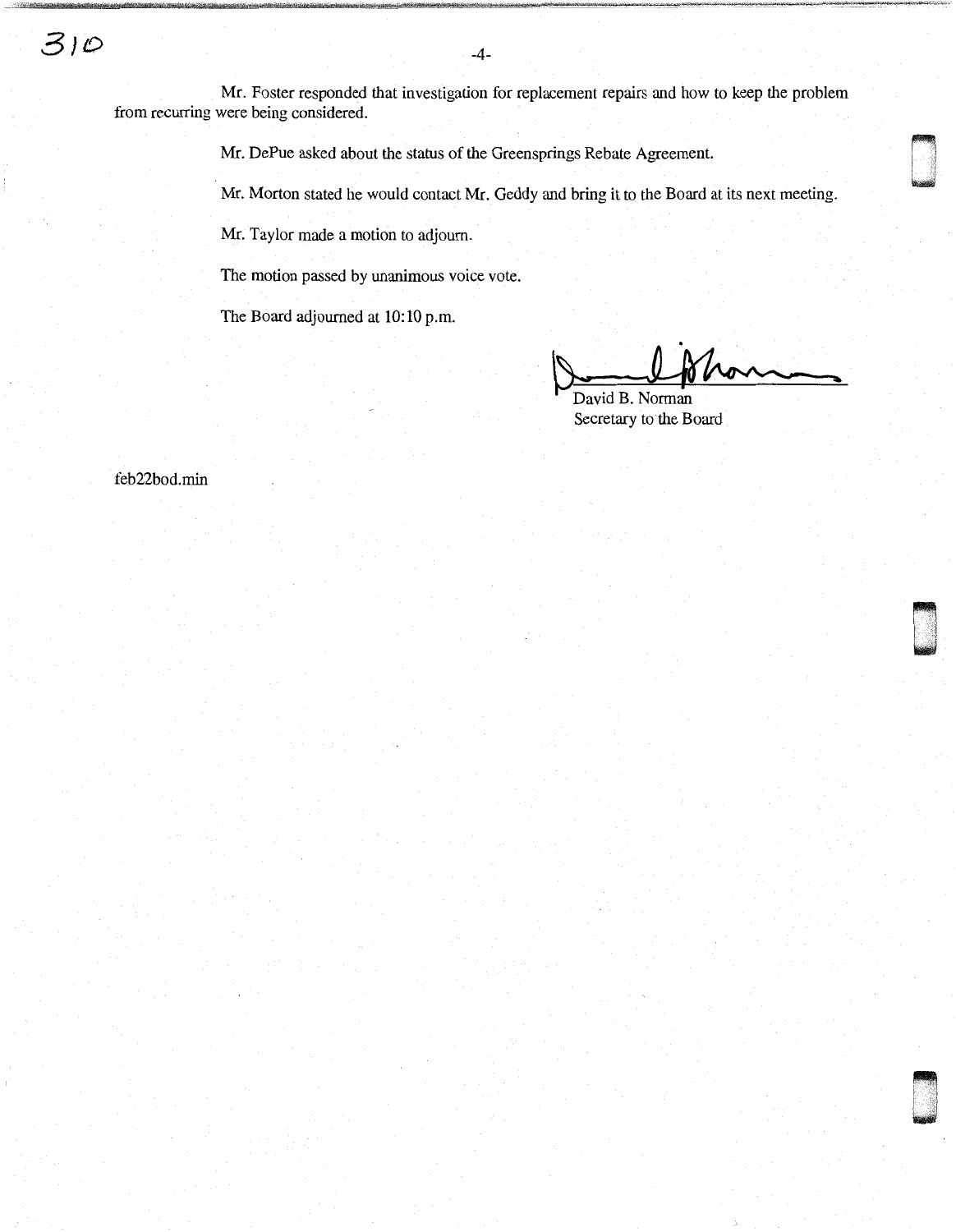Mr. Foster responded that investigation for replacement repairs and how to keep the problem from recurring were being considered.

Mr. DePue asked about the status of the Greensprings Rebate Agreement.

Mr. Morton stated he would contact Mr. Geddy and bring it to the Board at its next meeting.

Mr. Taylor made a motion to adjourn.

The motion passed by unanimous voice vote.

The Board adjourned at 10:10 p.m.

David B. Norman
Secretary to the Board

feb22bod.min